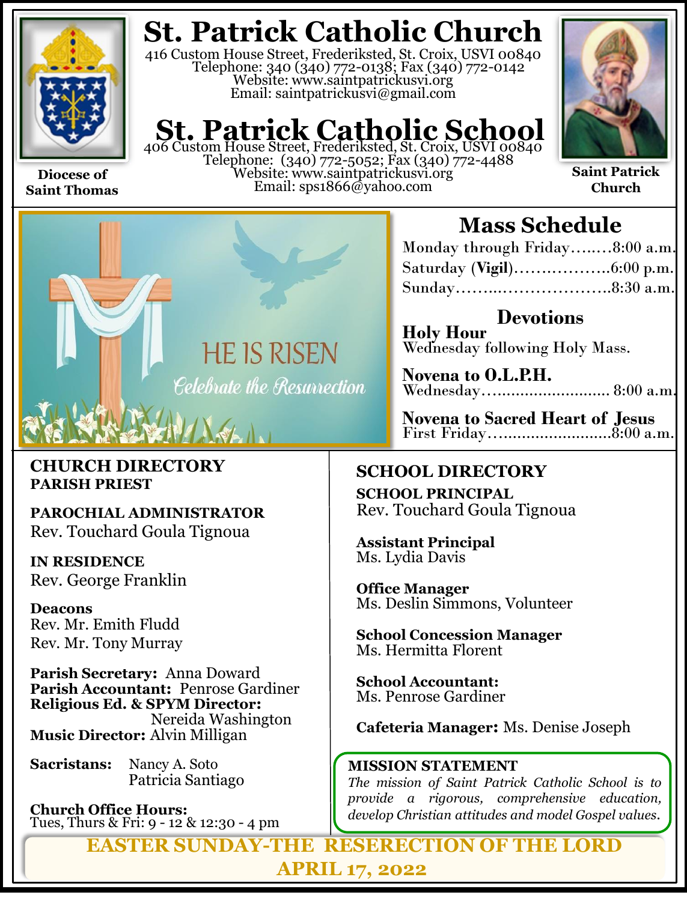# St. Patrick Catholic Church

416 Custom House Street, Frederiksted, St. Croix, USVI 00840
Telephone: 340 (340) 772-0138; Fax (340) 772-0142
Website: www.saintpatrickusvi.org
Email: saintpatrickusvi@gmail.com

# St. Patrick Catholic School

406 Custom House Street, Frederiksted, St. Croix, USVI 00840
Telephone: (340) 772-5052; Fax (340) 772-4488
Website: www.saintpatrickusvi.org
Email: sps1866@yahoo.com

**Diocese of Saint Thomas**

**Saint Patrick Church**

HE IS RISEN
*Celebrate the Resurrection*

## Mass Schedule

Monday through Friday……..8:00 a.m.
Saturday (**Vigil**)………………6:00 p.m.
Sunday………………………..8:30 a.m.

### Devotions

**Holy Hour**
Wednesday following Holy Mass.

**Novena to O.L.P.H.**
Wednesday……………………… 8:00 a.m.

**Novena to Sacred Heart of Jesus**
First Friday……………………..8:00 a.m.

## CHURCH DIRECTORY

**PARISH PRIEST**

**PAROCHIAL ADMINISTRATOR**
Rev. Touchard Goula Tignoua

**IN RESIDENCE**
Rev. George Franklin

**Deacons**
Rev. Mr. Emith Fludd
Rev. Mr. Tony Murray

**Parish Secretary:** Anna Doward
**Parish Accountant:** Penrose Gardiner
**Religious Ed. & SPYM Director:** Nereida Washington
**Music Director:** Alvin Milligan

**Sacristans:** Nancy A. Soto
Patricia Santiago

**Church Office Hours:**
Tues, Thurs & Fri: 9 - 12 & 12:30 - 4 pm

## SCHOOL DIRECTORY

**SCHOOL PRINCIPAL**
Rev. Touchard Goula Tignoua

**Assistant Principal**
Ms. Lydia Davis

**Office Manager**
Ms. Deslin Simmons, Volunteer

**School Concession Manager**
Ms. Hermitta Florent

**School Accountant:**
Ms. Penrose Gardiner

**Cafeteria Manager:** Ms. Denise Joseph

**MISSION STATEMENT**
*The mission of Saint Patrick Catholic School is to provide a rigorous, comprehensive education, develop Christian attitudes and model Gospel values.*

**EASTER SUNDAY-THE RESERECTION OF THE LORD**
**APRIL 17, 2022**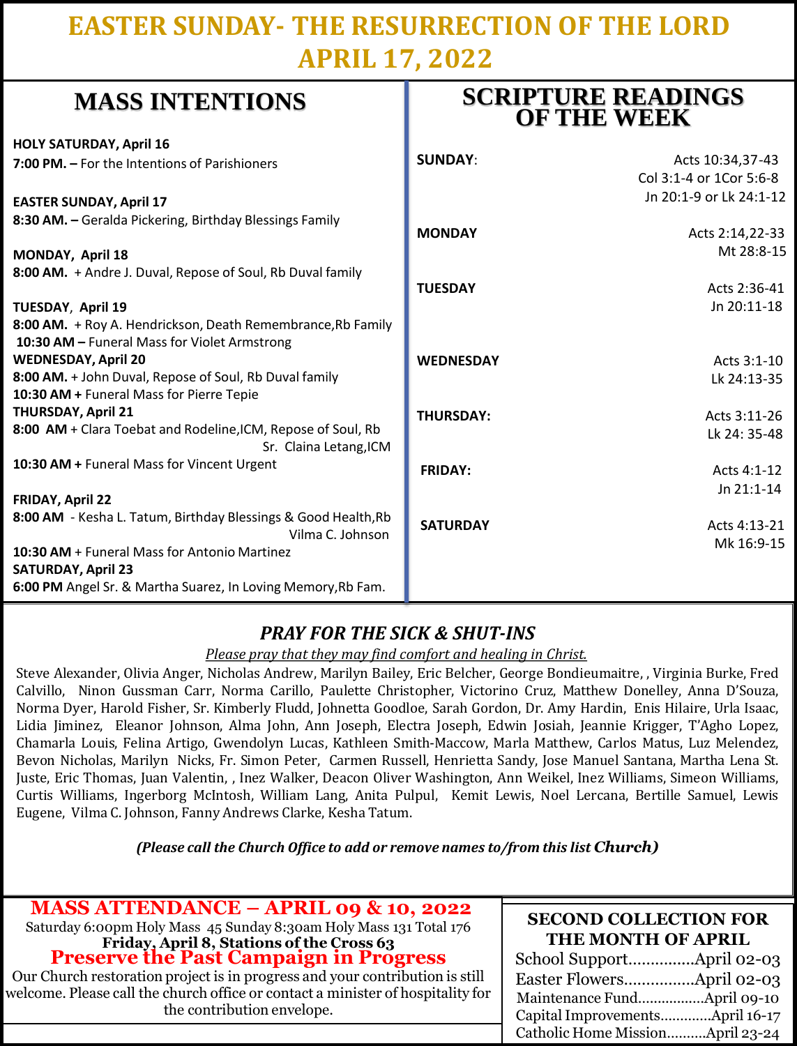# EASTER SUNDAY- THE RESURRECTION OF THE LORD APRIL 17, 2022

## MASS INTENTIONS

**HOLY SATURDAY, April 16**
**7:00 PM. –** For the Intentions of Parishioners

**EASTER SUNDAY, April 17**
**8:30 AM. –** Geralda Pickering, Birthday Blessings Family

**MONDAY, April 18**
**8:00 AM.** + Andre J. Duval, Repose of Soul, Rb Duval family

**TUESDAY, April 19**
**8:00 AM.** + Roy A. Hendrickson, Death Remembrance,Rb Family
**10:30 AM –** Funeral Mass for Violet Armstrong

**WEDNESDAY, April 20**
**8:00 AM.** + John Duval, Repose of Soul, Rb Duval family
**10:30 AM +** Funeral Mass for Pierre Tepie

**THURSDAY, April 21**
**8:00 AM** + Clara Toebat and Rodeline,ICM, Repose of Soul, Rb Sr. Claina Letang,ICM
**10:30 AM +** Funeral Mass for Vincent Urgent

**FRIDAY, April 22**
**8:00 AM** - Kesha L. Tatum, Birthday Blessings & Good Health,Rb Vilma C. Johnson
**10:30 AM** + Funeral Mass for Antonio Martinez

**SATURDAY, April 23**
**6:00 PM** Angel Sr. & Martha Suarez, In Loving Memory,Rb Fam.

## SCRIPTURE READINGS OF THE WEEK

| | |
|---|---|
| **SUNDAY**: | Acts 10:34,37-43<br>Col 3:1-4 or 1Cor 5:6-8<br>Jn 20:1-9 or Lk 24:1-12 |
| **MONDAY** | Acts 2:14,22-33<br>Mt 28:8-15 |
| **TUESDAY** | Acts 2:36-41<br>Jn 20:11-18 |
| **WEDNESDAY** | Acts 3:1-10<br>Lk 24:13-35 |
| **THURSDAY:** | Acts 3:11-26<br>Lk 24: 35-48 |
| **FRIDAY:** | Acts 4:1-12<br>Jn 21:1-14 |
| **SATURDAY** | Acts 4:13-21<br>Mk 16:9-15 |

### *PRAY FOR THE SICK & SHUT-INS*

*Please pray that they may find comfort and healing in Christ.*

Steve Alexander, Olivia Anger, Nicholas Andrew, Marilyn Bailey, Eric Belcher, George Bondieumaitre, , Virginia Burke, Fred Calvillo, Ninon Gussman Carr, Norma Carillo, Paulette Christopher, Victorino Cruz, Matthew Donelley, Anna D'Souza, Norma Dyer, Harold Fisher, Sr. Kimberly Fludd, Johnetta Goodloe, Sarah Gordon, Dr. Amy Hardin, Enis Hilaire, Urla Isaac, Lidia Jiminez, Eleanor Johnson, Alma John, Ann Joseph, Electra Joseph, Edwin Josiah, Jeannie Krigger, T'Agho Lopez, Chamarla Louis, Felina Artigo, Gwendolyn Lucas, Kathleen Smith-Maccow, Marla Matthew, Carlos Matus, Luz Melendez, Bevon Nicholas, Marilyn Nicks, Fr. Simon Peter, Carmen Russell, Henrietta Sandy, Jose Manuel Santana, Martha Lena St. Juste, Eric Thomas, Juan Valentin, , Inez Walker, Deacon Oliver Washington, Ann Weikel, Inez Williams, Simeon Williams, Curtis Williams, Ingerborg McIntosh, William Lang, Anita Pulpul, Kemit Lewis, Noel Lercana, Bertille Samuel, Lewis Eugene, Vilma C. Johnson, Fanny Andrews Clarke, Kesha Tatum.

***(Please call the Church Office to add or remove names to/from this list Church)***

## MASS ATTENDANCE – APRIL 09 & 10, 2022

Saturday 6:00pm Holy Mass 45 Sunday 8:30am Holy Mass 131 Total 176

**Friday, April 8, Stations of the Cross 63**

## Preserve the Past Campaign in Progress

Our Church restoration project is in progress and your contribution is still welcome. Please call the church office or contact a minister of hospitality for the contribution envelope.

## SECOND COLLECTION FOR THE MONTH OF APRIL

School Support...............April 02-03
Easter Flowers................April 02-03
Maintenance Fund.................April 09-10
Capital Improvements.............April 16-17
Catholic Home Mission..........April 23-24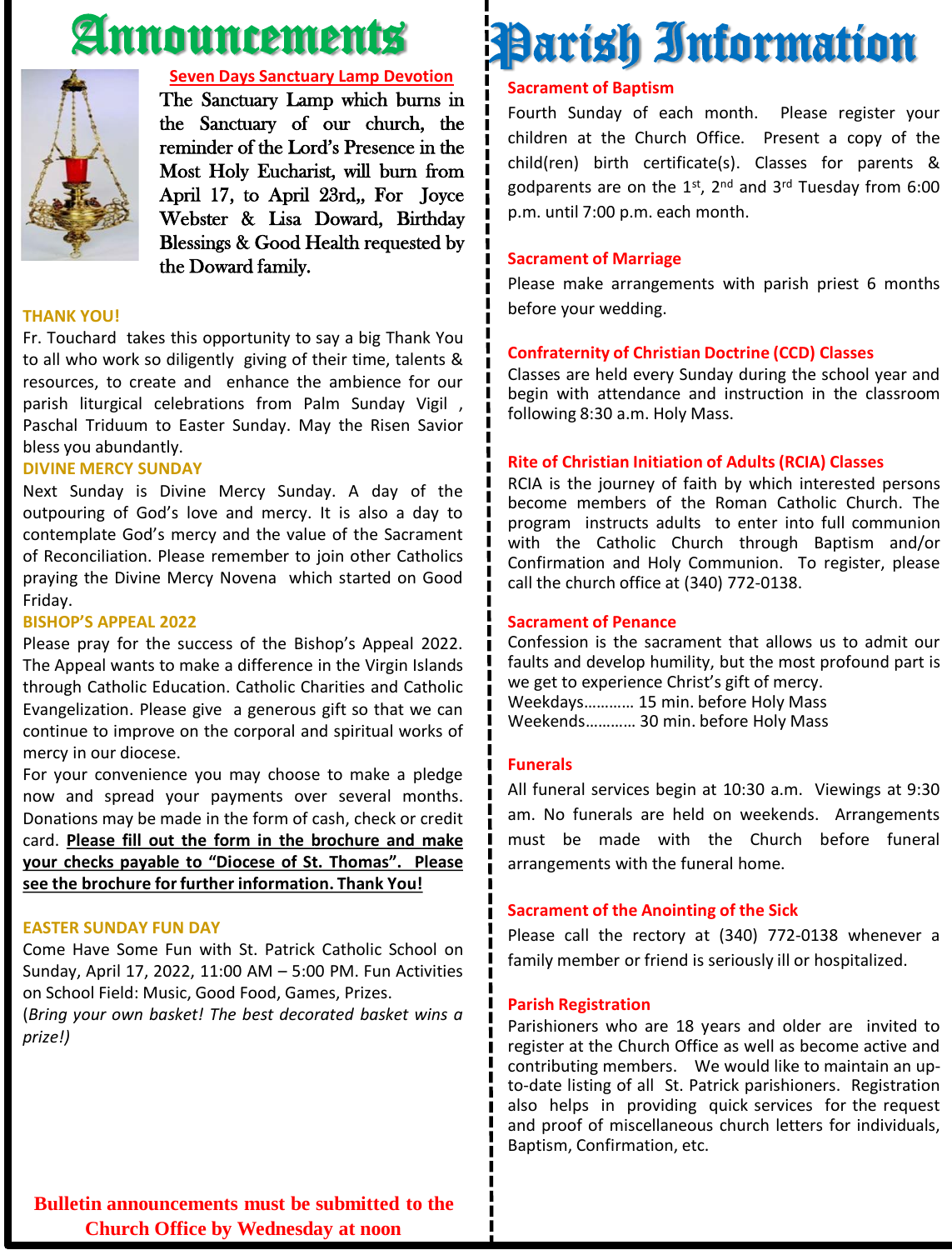# Announcements

**Seven Days Sanctuary Lamp Devotion**

The Sanctuary Lamp which burns in the Sanctuary of our church, the reminder of the Lord's Presence in the Most Holy Eucharist, will burn from April 17, to April 23rd,, For Joyce Webster & Lisa Doward, Birthday Blessings & Good Health requested by the Doward family.

**THANK YOU!**

Fr. Touchard takes this opportunity to say a big Thank You to all who work so diligently giving of their time, talents & resources, to create and enhance the ambience for our parish liturgical celebrations from Palm Sunday Vigil , Paschal Triduum to Easter Sunday. May the Risen Savior bless you abundantly.

**DIVINE MERCY SUNDAY**

Next Sunday is Divine Mercy Sunday. A day of the outpouring of God's love and mercy. It is also a day to contemplate God's mercy and the value of the Sacrament of Reconciliation. Please remember to join other Catholics praying the Divine Mercy Novena which started on Good Friday.

**BISHOP'S APPEAL 2022**

Please pray for the success of the Bishop's Appeal 2022. The Appeal wants to make a difference in the Virgin Islands through Catholic Education. Catholic Charities and Catholic Evangelization. Please give a generous gift so that we can continue to improve on the corporal and spiritual works of mercy in our diocese.

For your convenience you may choose to make a pledge now and spread your payments over several months. Donations may be made in the form of cash, check or credit card. **Please fill out the form in the brochure and make your checks payable to "Diocese of St. Thomas". Please see the brochure for further information. Thank You!**

**EASTER SUNDAY FUN DAY**

Come Have Some Fun with St. Patrick Catholic School on Sunday, April 17, 2022, 11:00 AM – 5:00 PM. Fun Activities on School Field: Music, Good Food, Games, Prizes.

(*Bring your own basket! The best decorated basket wins a prize!)*

**Bulletin announcements must be submitted to the Church Office by Wednesday at noon**

# Parish Information

**Sacrament of Baptism**

Fourth Sunday of each month. Please register your children at the Church Office. Present a copy of the child(ren) birth certificate(s). Classes for parents & godparents are on the 1st, 2nd and 3rd Tuesday from 6:00 p.m. until 7:00 p.m. each month.

**Sacrament of Marriage**

Please make arrangements with parish priest 6 months before your wedding.

**Confraternity of Christian Doctrine (CCD) Classes**

Classes are held every Sunday during the school year and begin with attendance and instruction in the classroom following 8:30 a.m. Holy Mass.

**Rite of Christian Initiation of Adults (RCIA) Classes**

RCIA is the journey of faith by which interested persons become members of the Roman Catholic Church. The program instructs adults to enter into full communion with the Catholic Church through Baptism and/or Confirmation and Holy Communion. To register, please call the church office at (340) 772-0138.

**Sacrament of Penance**

Confession is the sacrament that allows us to admit our faults and develop humility, but the most profound part is we get to experience Christ's gift of mercy.

Weekdays………… 15 min. before Holy Mass
Weekends………… 30 min. before Holy Mass

**Funerals**

All funeral services begin at 10:30 a.m. Viewings at 9:30 am. No funerals are held on weekends. Arrangements must be made with the Church before funeral arrangements with the funeral home.

**Sacrament of the Anointing of the Sick**

Please call the rectory at (340) 772-0138 whenever a family member or friend is seriously ill or hospitalized.

**Parish Registration**

Parishioners who are 18 years and older are invited to register at the Church Office as well as become active and contributing members. We would like to maintain an up-to-date listing of all St. Patrick parishioners. Registration also helps in providing quick services for the request and proof of miscellaneous church letters for individuals, Baptism, Confirmation, etc.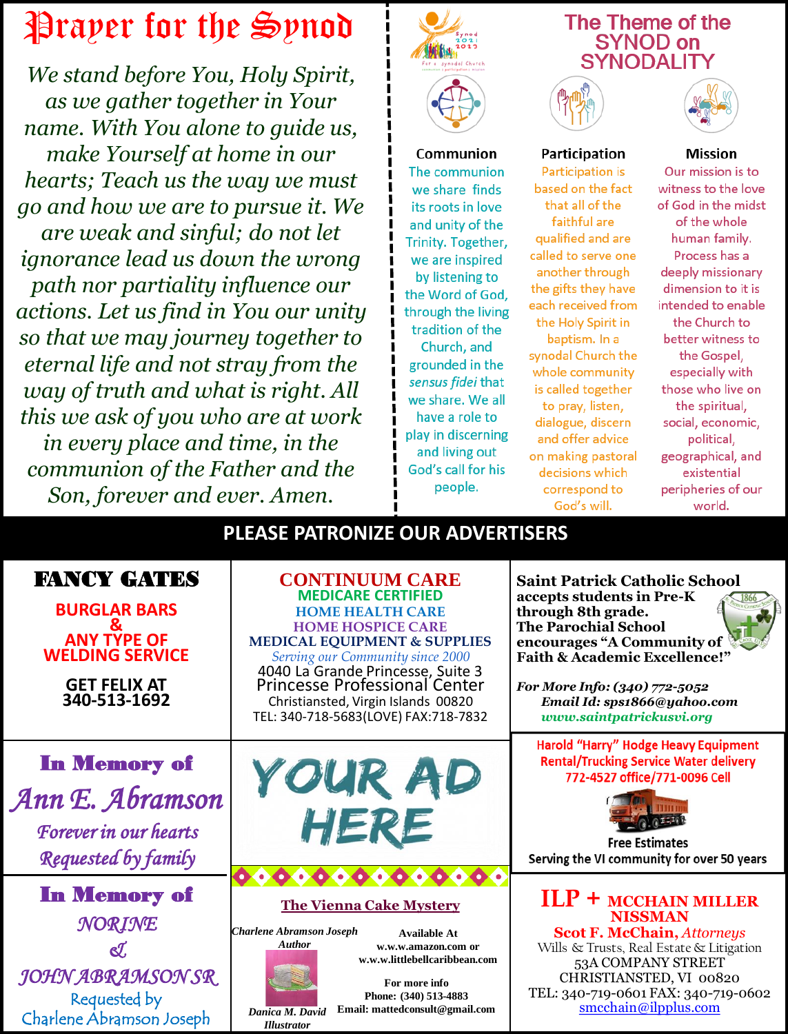# Prayer for the Synod

*We stand before You, Holy Spirit, as we gather together in Your name. With You alone to guide us, make Yourself at home in our hearts; Teach us the way we must go and how we are to pursue it. We are weak and sinful; do not let ignorance lead us down the wrong path nor partiality influence our actions. Let us find in You our unity so that we may journey together to eternal life and not stray from the way of truth and what is right. All this we ask of you who are at work in every place and time, in the communion of the Father and the Son, forever and ever. Amen.*

## The Theme of the SYNOD on SYNODALITY

Synod 2021 2023
For a synodal Church
communion | participation | mission

### Communion

The communion we share finds its roots in love and unity of the Trinity. Together, we are inspired by listening to the Word of God, through the living tradition of the Church, and grounded in the *sensus fidei* that we share. We all have a role to play in discerning and living out God's call for his people.

### Participation

Participation is based on the fact that all of the faithful are qualified and are called to serve one another through the gifts they have each received from the Holy Spirit in baptism. In a synodal Church the whole community is called together to pray, listen, dialogue, discern and offer advice on making pastoral decisions which correspond to God's will.

### Mission

Our mission is to witness to the love of God in the midst of the whole human family. Process has a deeply missionary dimension to it is intended to enable the Church to better witness to the Gospel, especially with those who live on the spiritual, social, economic, political, geographical, and existential peripheries of our world.

## PLEASE PATRONIZE OUR ADVERTISERS

**FANCY GATES**

BURGLAR BARS
&
ANY TYPE OF
WELDING SERVICE

**GET FELIX AT
340-513-1692**

---

**CONTINUUM CARE**
MEDICARE CERTIFIED
HOME HEALTH CARE
HOME HOSPICE CARE
MEDICAL EQUIPMENT & SUPPLIES
*Serving our Community since 2000*
4040 La Grande Princesse, Suite 3
Princesse Professional Center
Christiansted, Virgin Islands 00820
TEL: 340-718-5683(LOVE) FAX:718-7832

---

**Saint Patrick Catholic School accepts students in Pre-K through 8th grade. The Parochial School encourages "A Community of Faith & Academic Excellence!"**

*For More Info: (340) 772-5052*
*Email Id: sps1866@yahoo.com*
*www.saintpatrickusvi.org*

---

**In Memory of**
*Ann E. Abramson*
*Forever in our hearts*
*Requested by family*

---

YOUR AD HERE

---

Harold "Harry" Hodge Heavy Equipment Rental/Trucking Service Water delivery
772-4527 office/771-0096 Cell

Free Estimates
Serving the VI community for over 50 years

---

**In Memory of**
*NORINE*
*&*
*JOHN ABRAMSON SR*
Requested by
Charlene Abramson Joseph

---

**The Vienna Cake Mystery**

*Charlene Abramson Joseph*
*Author*

*Danica M. David*
*Illustrator*

Available At
w.w.w.amazon.com or
w.w.w.littlebellcaribbean.com

For more info
Phone: (340) 513-4883
Email: mattedconsult@gmail.com

---

**ILP + MCCHAIN MILLER NISSMAN**
**Scot F. McChain,** *Attorneys*
Wills & Trusts, Real Estate & Litigation
53A COMPANY STREET
CHRISTIANSTED, VI 00820
TEL: 340-719-0601 FAX: 340-719-0602
smcchain@ilpplus.com